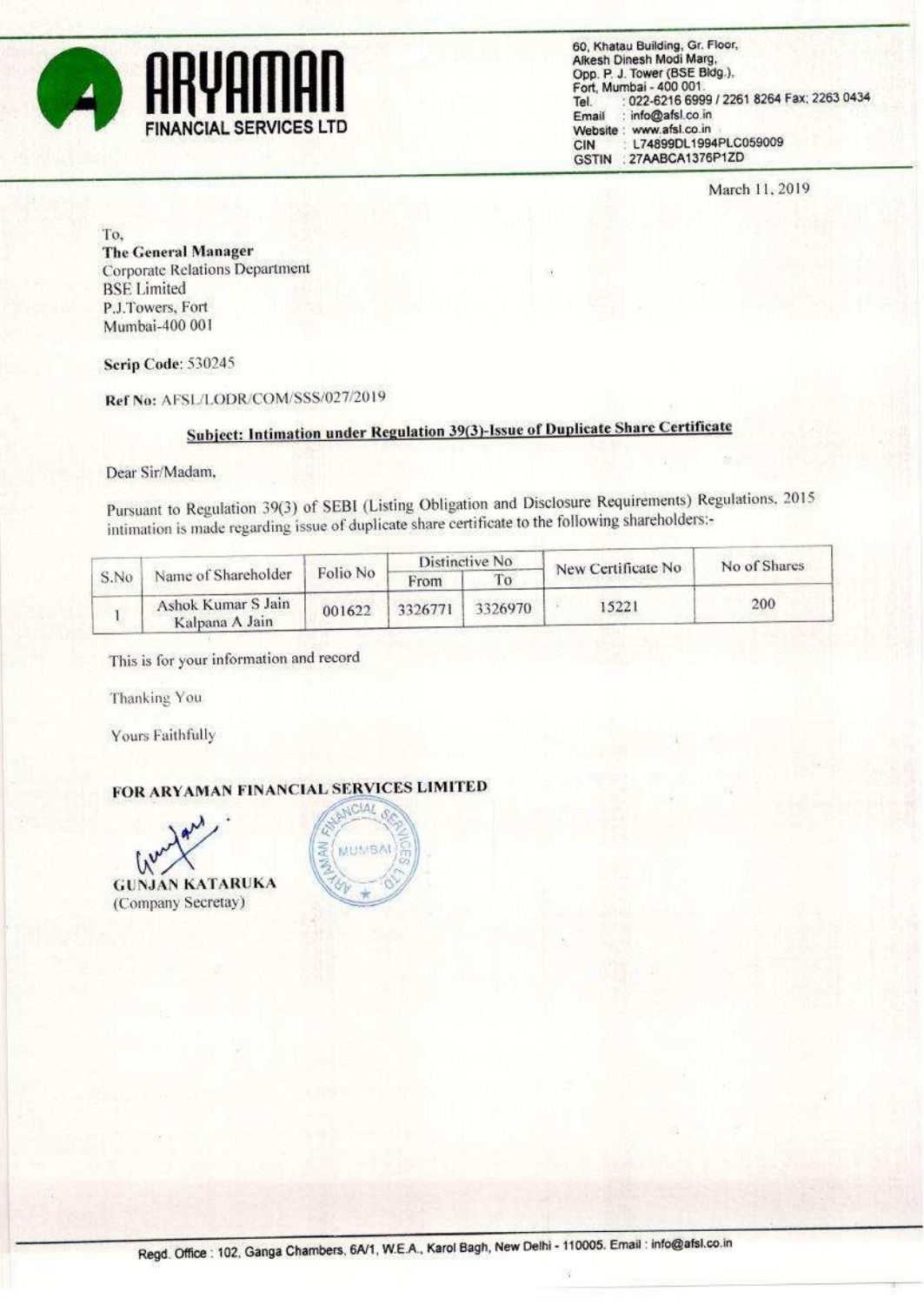**ARYAMAN**
**FINANCIAL SERVICES LTD**

60, Khatau Building, Gr. Floor,
Alkesh Dinesh Modi Marg,
Opp. P. J. Tower (BSE Bldg.),
Fort, Mumbai - 400 001.
Tel. : 022-6216 6999 / 2261 8264 Fax: 2263 0434
Email : info@afsl.co.in
Website : www.afsl.co.in
CIN : L74899DL1994PLC059009
GSTIN : 27AABCA1376P1ZD

March 11, 2019

To,
**The General Manager**
Corporate Relations Department
BSE Limited
P.J.Towers, Fort
Mumbai-400 001

**Scrip Code**: 530245

**Ref No:** AFSL/LODR/COM/SSS/027/2019

**Subject: Intimation under Regulation 39(3)-Issue of Duplicate Share Certificate**

Dear Sir/Madam,

Pursuant to Regulation 39(3) of SEBI (Listing Obligation and Disclosure Requirements) Regulations, 2015 intimation is made regarding issue of duplicate share certificate to the following shareholders:-

| S.No | Name of Shareholder | Folio No | Distinctive No | | New Certificate No | No of Shares |
|---|---|---|---|---|---|---|
| | | | From | To | | |
| 1 | Ashok Kumar S Jain Kalpana A Jain | 001622 | 3326771 | 3326970 | 15221 | 200 |

This is for your information and record

Thanking You

Yours Faithfully

**FOR ARYAMAN FINANCIAL SERVICES LIMITED**

**GUNJAN KATARUKA**
(Company Secretay)

Regd. Office : 102, Ganga Chambers, 6A/1, W.E.A., Karol Bagh, New Delhi - 110005. Email : info@afsl.co.in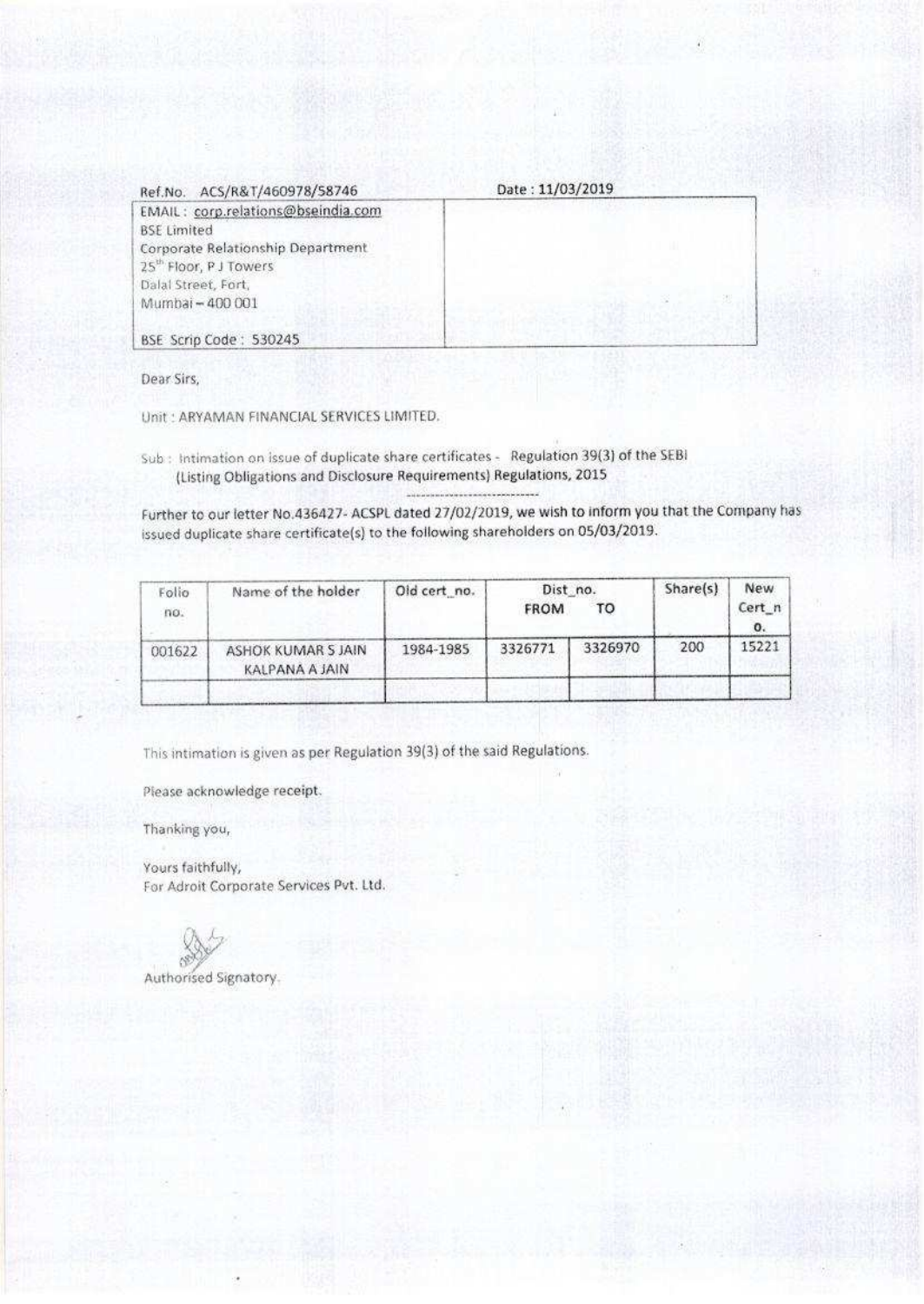Ref.No. ACS/R&T/460978/58746

Date : 11/03/2019

EMAIL : corp.relations@bseindia.com
BSE Limited
Corporate Relationship Department
25th Floor, P J Towers
Dalal Street, Fort,
Mumbai – 400 001

BSE Scrip Code : 530245

Dear Sirs,

Unit : ARYAMAN FINANCIAL SERVICES LIMITED.

Sub : Intimation on issue of duplicate share certificates - Regulation 39(3) of the SEBI (Listing Obligations and Disclosure Requirements) Regulations, 2015

Further to our letter No.436427- ACSPL dated 27/02/2019, we wish to inform you that the Company has issued duplicate share certificate(s) to the following shareholders on 05/03/2019.

| Folio no. | Name of the holder | Old cert_no. | Dist_no. FROM | TO | Share(s) | New Cert_no. |
|---|---|---|---|---|---|---|
| 001622 | ASHOK KUMAR S JAIN KALPANA A JAIN | 1984-1985 | 3326771 | 3326970 | 200 | 15221 |
| | | | | | | |

This intimation is given as per Regulation 39(3) of the said Regulations.

Please acknowledge receipt.

Thanking you,

Yours faithfully,
For Adroit Corporate Services Pvt. Ltd.

Authorised Signatory.